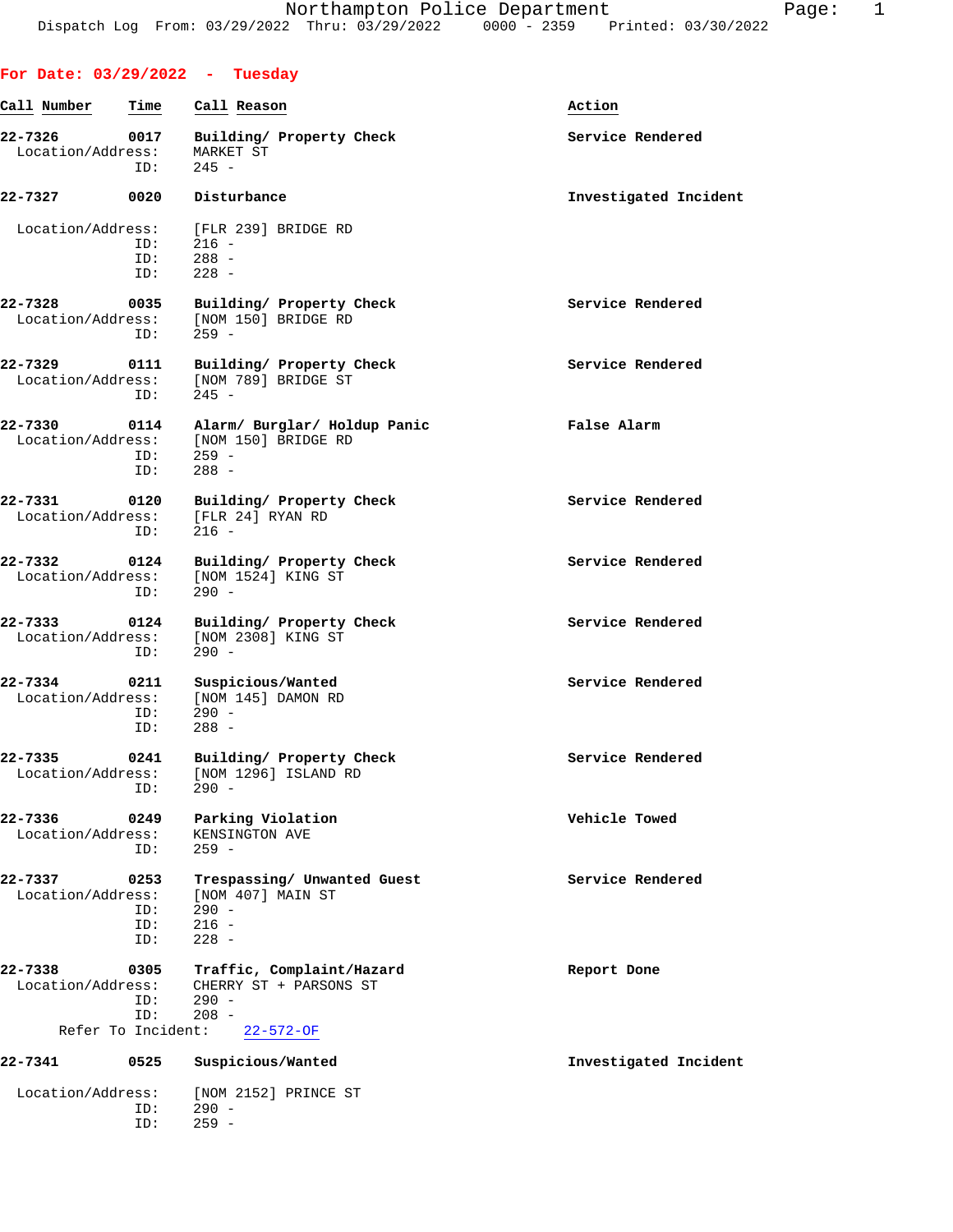Northampton Police Department

Dispatch Log From: 03/29/2022 Thru: 03/29/2022 0000 - 2359 Printed: 03/30/2022

## For Date: 03/29/2022 - Tuesday

| Call Number | Time | Call Reason | Action |
|---|---|---|---|

**22-7326** 0017 **Building/ Property Check** — **Service Rendered**
Location/Address: MARKET ST
ID: 245 -

**22-7327** 0020 **Disturbance** — **Investigated Incident**
Location/Address: [FLR 239] BRIDGE RD
ID: 216 -
ID: 288 -
ID: 228 -

**22-7328** 0035 **Building/ Property Check** — **Service Rendered**
Location/Address: [NOM 150] BRIDGE RD
ID: 259 -

**22-7329** 0111 **Building/ Property Check** — **Service Rendered**
Location/Address: [NOM 789] BRIDGE ST
ID: 245 -

**22-7330** 0114 **Alarm/ Burglar/ Holdup Panic** — **False Alarm**
Location/Address: [NOM 150] BRIDGE RD
ID: 259 -
ID: 288 -

**22-7331** 0120 **Building/ Property Check** — **Service Rendered**
Location/Address: [FLR 24] RYAN RD
ID: 216 -

**22-7332** 0124 **Building/ Property Check** — **Service Rendered**
Location/Address: [NOM 1524] KING ST
ID: 290 -

**22-7333** 0124 **Building/ Property Check** — **Service Rendered**
Location/Address: [NOM 2308] KING ST
ID: 290 -

**22-7334** 0211 **Suspicious/Wanted** — **Service Rendered**
Location/Address: [NOM 145] DAMON RD
ID: 290 -
ID: 288 -

**22-7335** 0241 **Building/ Property Check** — **Service Rendered**
Location/Address: [NOM 1296] ISLAND RD
ID: 290 -

**22-7336** 0249 **Parking Violation** — **Vehicle Towed**
Location/Address: KENSINGTON AVE
ID: 259 -

**22-7337** 0253 **Trespassing/ Unwanted Guest** — **Service Rendered**
Location/Address: [NOM 407] MAIN ST
ID: 290 -
ID: 216 -
ID: 228 -

**22-7338** 0305 **Traffic, Complaint/Hazard** — **Report Done**
Location/Address: CHERRY ST + PARSONS ST
ID: 290 -
ID: 208 -
Refer To Incident: 22-572-OF

**22-7341** 0525 **Suspicious/Wanted** — **Investigated Incident**
Location/Address: [NOM 2152] PRINCE ST
ID: 290 -
ID: 259 -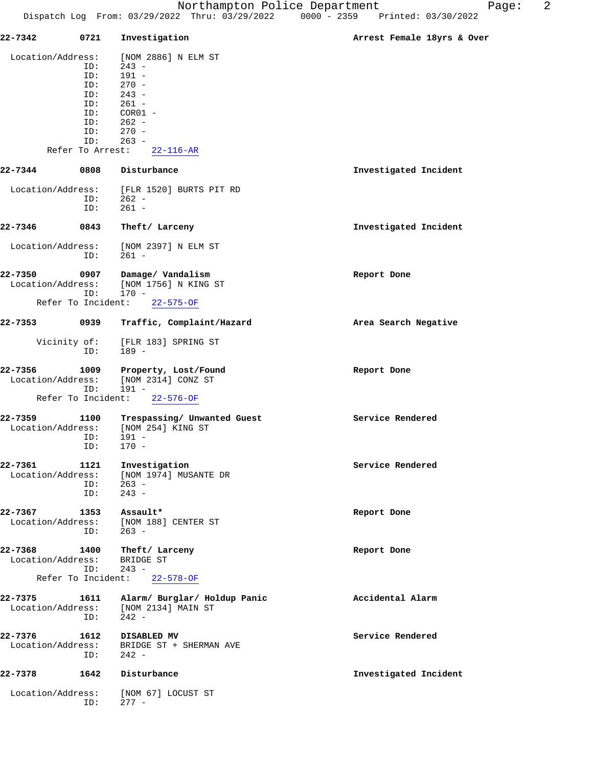**22-7342** **0721** **Investigation** **Arrest Female 18yrs & Over**

Location/Address: [NOM 2886] N ELM ST
ID: 243 -
ID: 191 -
ID: 270 -
ID: 243 -
ID: 261 -
ID: COR01 -
ID: 262 -
ID: 270 -
ID: 263 -
Refer To Arrest: 22-116-AR

**22-7344** **0808** **Disturbance** **Investigated Incident**

Location/Address: [FLR 1520] BURTS PIT RD
ID: 262 -
ID: 261 -

**22-7346** **0843** **Theft/ Larceny** **Investigated Incident**

Location/Address: [NOM 2397] N ELM ST
ID: 261 -

**22-7350** **0907** **Damage/ Vandalism** **Report Done**
Location/Address: [NOM 1756] N KING ST
ID: 170 -
Refer To Incident: 22-575-OF

**22-7353** **0939** **Traffic, Complaint/Hazard** **Area Search Negative**

Vicinity of: [FLR 183] SPRING ST
ID: 189 -

**22-7356** **1009** **Property, Lost/Found** **Report Done**
Location/Address: [NOM 2314] CONZ ST
ID: 191 -
Refer To Incident: 22-576-OF

**22-7359** **1100** **Trespassing/ Unwanted Guest** **Service Rendered**
Location/Address: [NOM 254] KING ST
ID: 191 -
ID: 170 -

**22-7361** **1121** **Investigation** **Service Rendered**
Location/Address: [NOM 1974] MUSANTE DR
ID: 263 -
ID: 243 -

**22-7367** **1353** **Assault*** **Report Done**
Location/Address: [NOM 188] CENTER ST
ID: 263 -

**22-7368** **1400** **Theft/ Larceny** **Report Done**
Location/Address: BRIDGE ST
ID: 243 -
Refer To Incident: 22-578-OF

**22-7375** **1611** **Alarm/ Burglar/ Holdup Panic** **Accidental Alarm**
Location/Address: [NOM 2134] MAIN ST
ID: 242 -

**22-7376** **1612** **DISABLED MV** **Service Rendered**
Location/Address: BRIDGE ST + SHERMAN AVE
ID: 242 -

**22-7378** **1642** **Disturbance** **Investigated Incident**

Location/Address: [NOM 67] LOCUST ST
ID: 277 -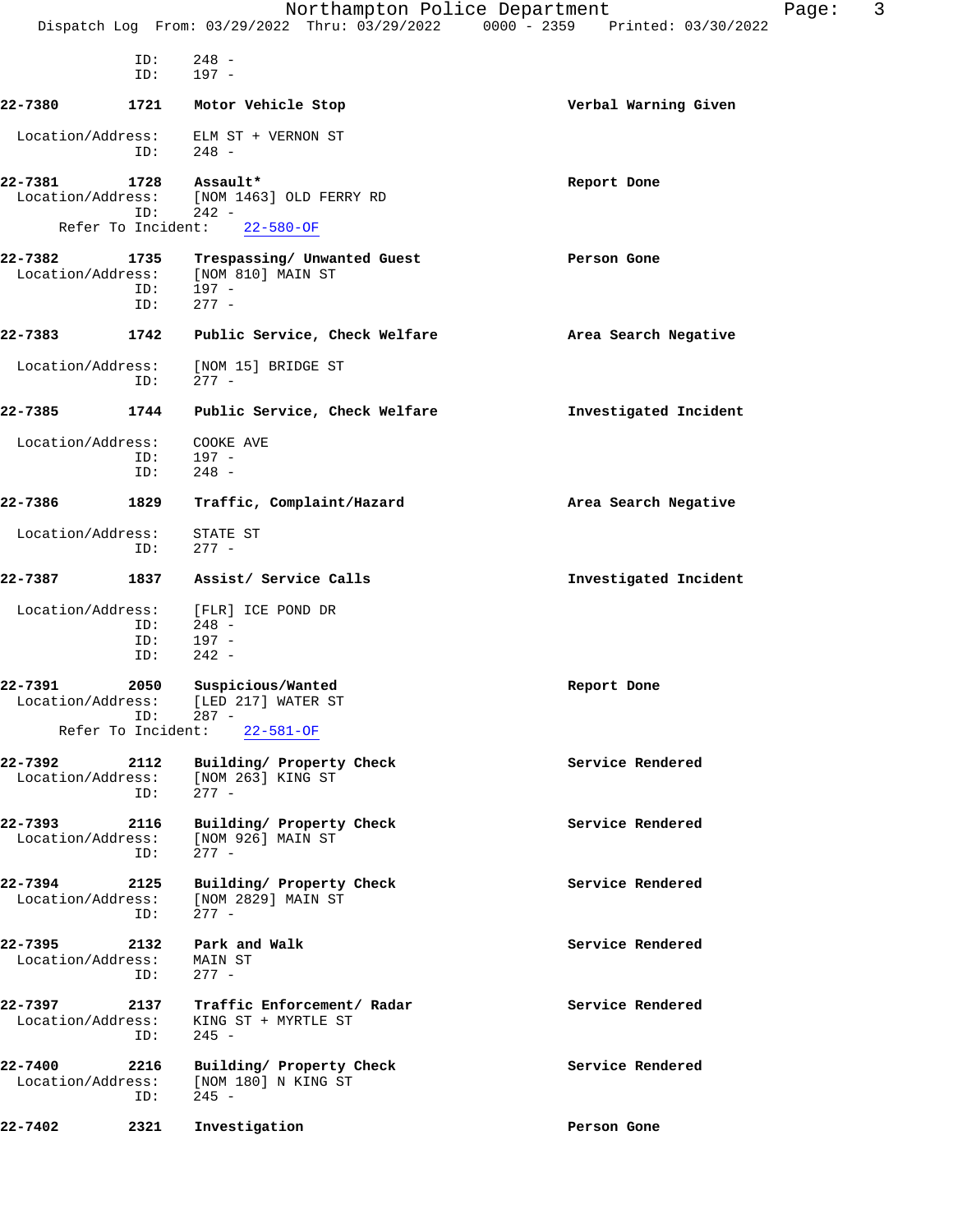ID: 248 -
ID: 197 -

**22-7380** **1721** **Motor Vehicle Stop** **Verbal Warning Given**

Location/Address: ELM ST + VERNON ST
ID: 248 -

**22-7381** **1728** **Assault*** **Report Done**
Location/Address: [NOM 1463] OLD FERRY RD
ID: 242 -
Refer To Incident: 22-580-OF

**22-7382** **1735** **Trespassing/ Unwanted Guest** **Person Gone**
Location/Address: [NOM 810] MAIN ST
ID: 197 -
ID: 277 -

**22-7383** **1742** **Public Service, Check Welfare** **Area Search Negative**

Location/Address: [NOM 15] BRIDGE ST
ID: 277 -

**22-7385** **1744** **Public Service, Check Welfare** **Investigated Incident**

Location/Address: COOKE AVE
ID: 197 -
ID: 248 -

**22-7386** **1829** **Traffic, Complaint/Hazard** **Area Search Negative**

Location/Address: STATE ST
ID: 277 -

**22-7387** **1837** **Assist/ Service Calls** **Investigated Incident**

Location/Address: [FLR] ICE POND DR
ID: 248 -
ID: 197 -
ID: 242 -

**22-7391** **2050** **Suspicious/Wanted** **Report Done**
Location/Address: [LED 217] WATER ST
ID: 287 -
Refer To Incident: 22-581-OF

**22-7392** **2112** **Building/ Property Check** **Service Rendered**
Location/Address: [NOM 263] KING ST
ID: 277 -

**22-7393** **2116** **Building/ Property Check** **Service Rendered**
Location/Address: [NOM 926] MAIN ST
ID: 277 -

**22-7394** **2125** **Building/ Property Check** **Service Rendered**
Location/Address: [NOM 2829] MAIN ST
ID: 277 -

**22-7395** **2132** **Park and Walk** **Service Rendered**
Location/Address: MAIN ST
ID: 277 -

**22-7397** **2137** **Traffic Enforcement/ Radar** **Service Rendered**
Location/Address: KING ST + MYRTLE ST
ID: 245 -

**22-7400** **2216** **Building/ Property Check** **Service Rendered**
Location/Address: [NOM 180] N KING ST
ID: 245 -

**22-7402** **2321** **Investigation** **Person Gone**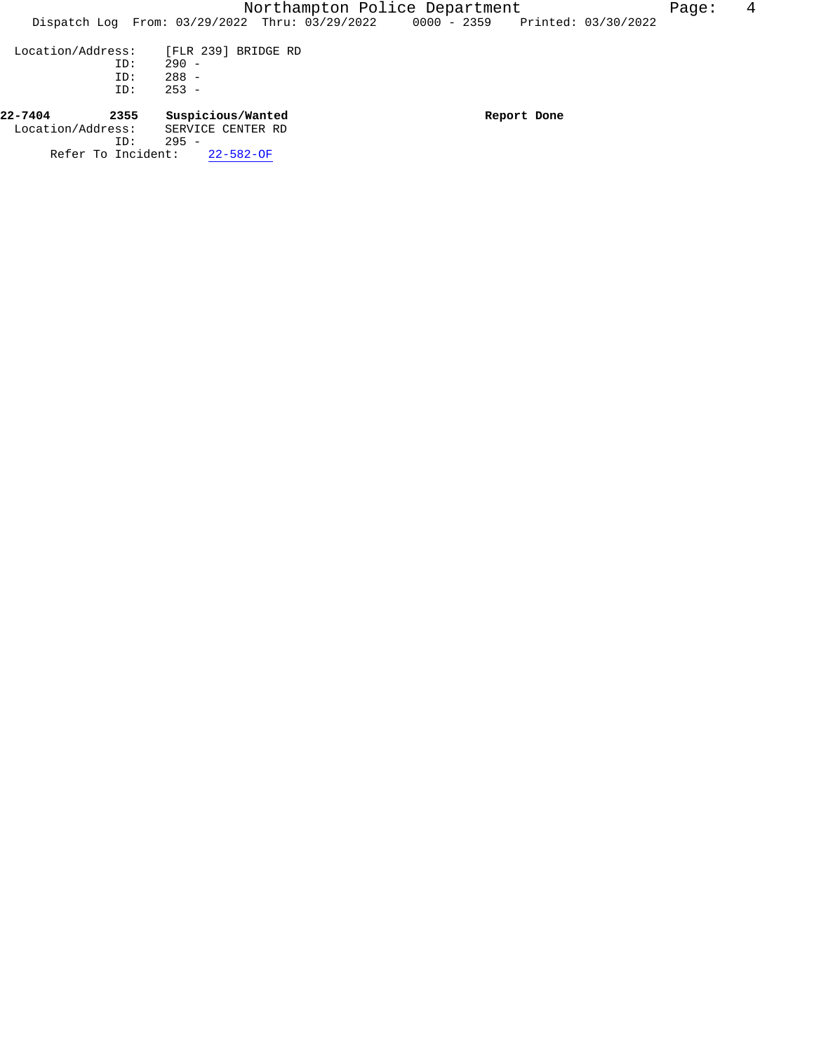Location/Address: [FLR 239] BRIDGE RD
ID: 290 -
ID: 288 -
ID: 253 -

**22-7404 2355 Suspicious/Wanted** **Report Done**

Location/Address: SERVICE CENTER RD
ID: 295 -
Refer To Incident: 22-582-OF